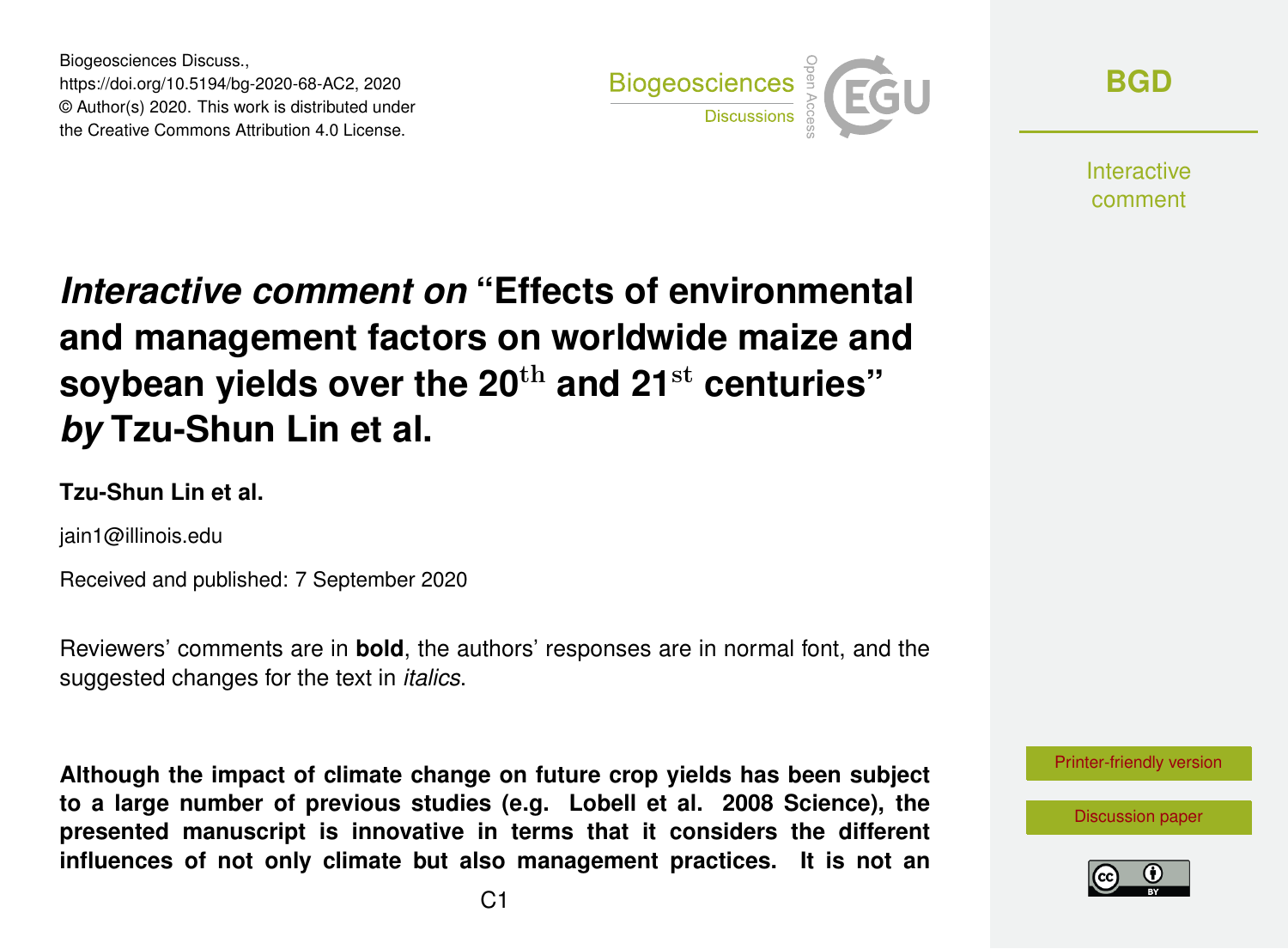Biogeosciences Discuss.,
https://doi.org/10.5194/bg-2020-68-AC2, 2020
© Author(s) 2020. This work is distributed under
the Creative Commons Attribution 4.0 License.

# *Interactive comment on* "Effects of environmental and management factors on worldwide maize and soybean yields over the 20$^{\mathrm{th}}$ and 21$^{\mathrm{st}}$ centuries" *by* Tzu-Shun Lin et al.

**Tzu-Shun Lin et al.**

jain1@illinois.edu

Received and published: 7 September 2020

Reviewers' comments are in **bold**, the authors' responses are in normal font, and the suggested changes for the text in *italics*.

**Although the impact of climate change on future crop yields has been subject to a large number of previous studies (e.g. Lobell et al. 2008 Science), the presented manuscript is innovative in terms that it considers the different influences of not only climate but also management practices. It is not an**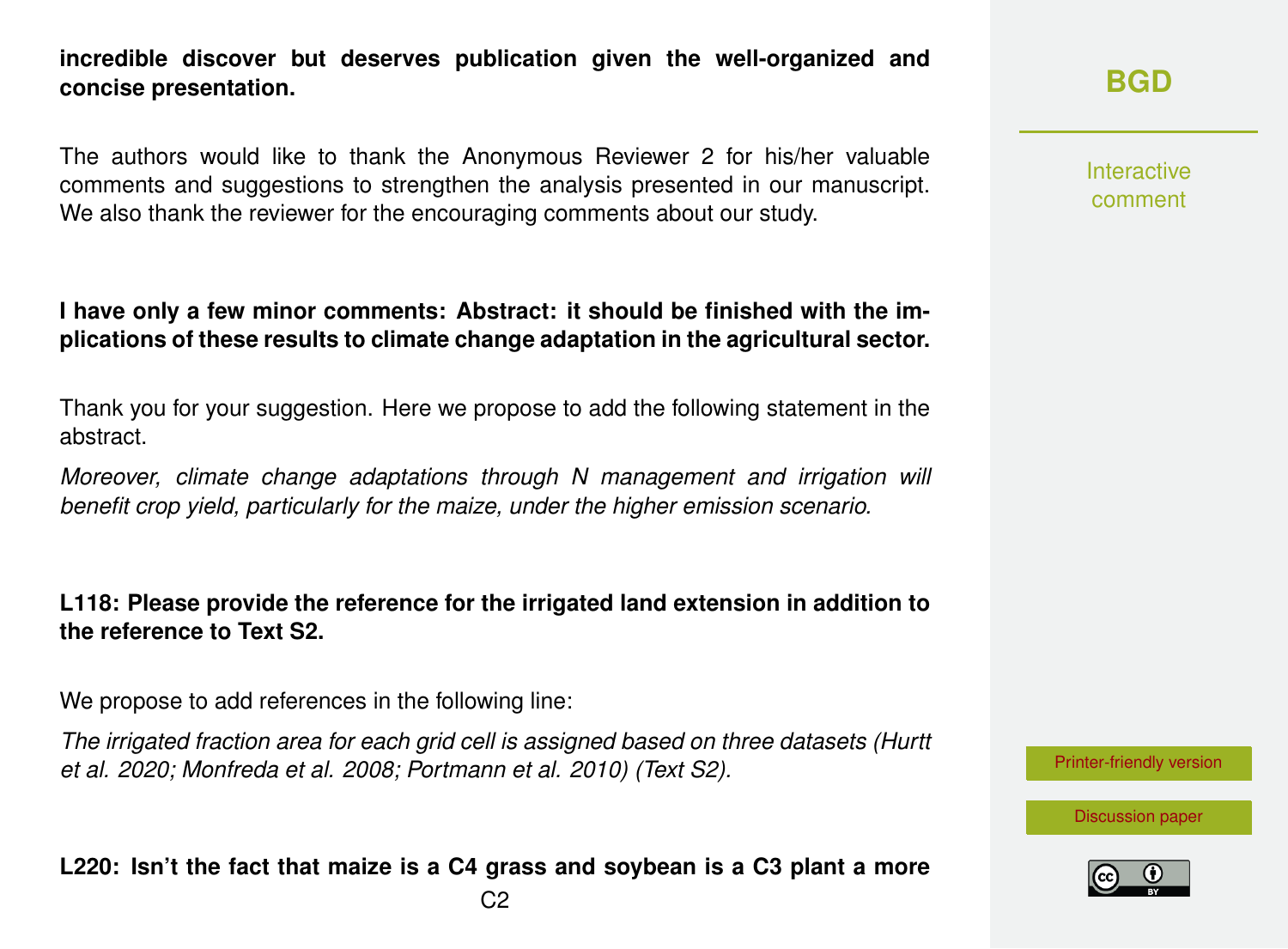**incredible discover but deserves publication given the well-organized and concise presentation.**

The authors would like to thank the Anonymous Reviewer 2 for his/her valuable comments and suggestions to strengthen the analysis presented in our manuscript. We also thank the reviewer for the encouraging comments about our study.

**I have only a few minor comments: Abstract: it should be finished with the implications of these results to climate change adaptation in the agricultural sector.**

Thank you for your suggestion. Here we propose to add the following statement in the abstract.

*Moreover, climate change adaptations through N management and irrigation will benefit crop yield, particularly for the maize, under the higher emission scenario.*

**L118: Please provide the reference for the irrigated land extension in addition to the reference to Text S2.**

We propose to add references in the following line:

*The irrigated fraction area for each grid cell is assigned based on three datasets (Hurtt et al. 2020; Monfreda et al. 2008; Portmann et al. 2010) (Text S2).*

**L220: Isn't the fact that maize is a C4 grass and soybean is a C3 plant a more**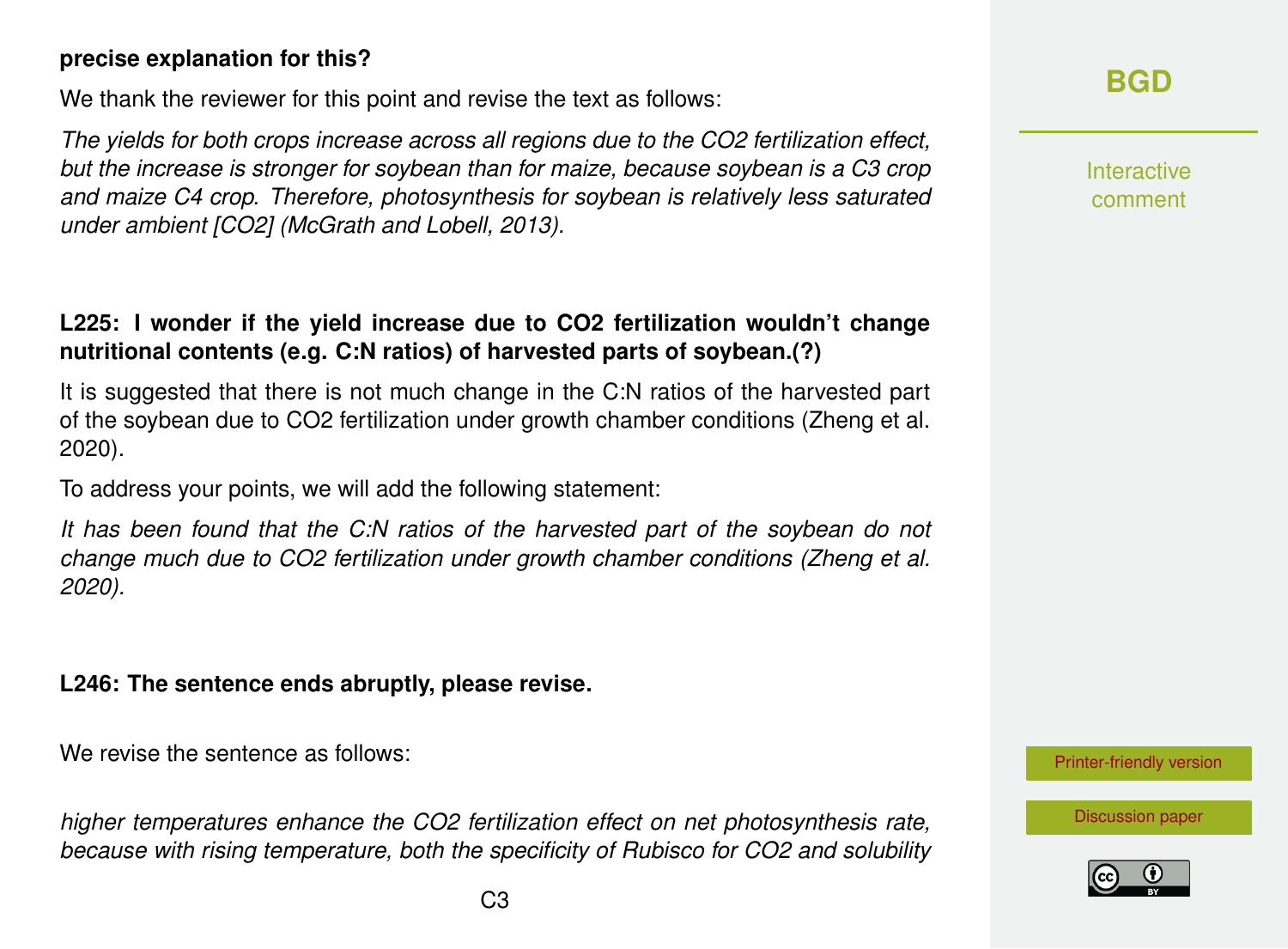**precise explanation for this?**

We thank the reviewer for this point and revise the text as follows:

*The yields for both crops increase across all regions due to the $CO_2$ fertilization effect, but the increase is stronger for soybean than for maize, because soybean is a C3 crop and maize C4 crop. Therefore, photosynthesis for soybean is relatively less saturated under ambient [$CO_2$] (McGrath and Lobell, 2013).*

**L225: I wonder if the yield increase due to $CO_2$ fertilization wouldn't change nutritional contents (e.g. C:N ratios) of harvested parts of soybean.(?)**

It is suggested that there is not much change in the C:N ratios of the harvested part of the soybean due to $CO_2$ fertilization under growth chamber conditions (Zheng et al. 2020).

To address your points, we will add the following statement:

*It has been found that the C:N ratios of the harvested part of the soybean do not change much due to $CO_2$ fertilization under growth chamber conditions (Zheng et al. 2020).*

**L246: The sentence ends abruptly, please revise.**

We revise the sentence as follows:

*higher temperatures enhance the $CO_2$ fertilization effect on net photosynthesis rate, because with rising temperature, both the specificity of Rubisco for $CO_2$ and solubility*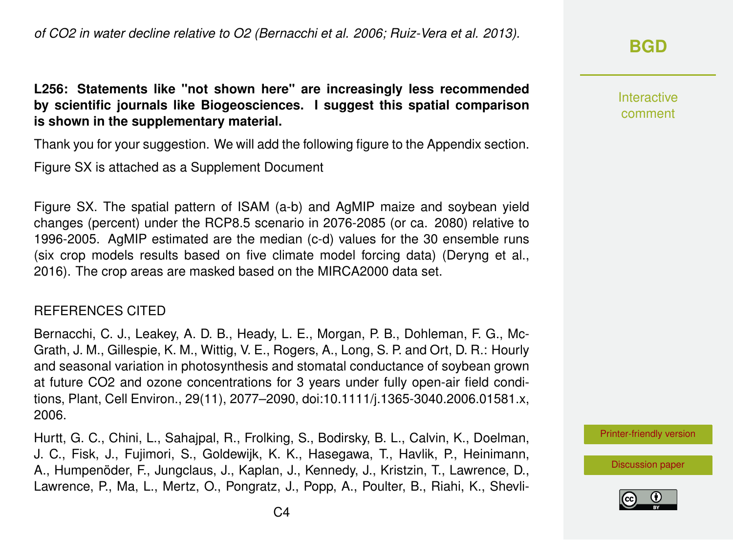*of $CO_2$ in water decline relative to $O_2$ (Bernacchi et al. 2006; Ruiz-Vera et al. 2013).*

**L256: Statements like "not shown here" are increasingly less recommended by scientific journals like Biogeosciences. I suggest this spatial comparison is shown in the supplementary material.**

Thank you for your suggestion. We will add the following figure to the Appendix section.

Figure SX is attached as a Supplement Document

Figure SX. The spatial pattern of ISAM (a-b) and AgMIP maize and soybean yield changes (percent) under the RCP8.5 scenario in 2076-2085 (or ca. 2080) relative to 1996-2005. AgMIP estimated are the median (c-d) values for the 30 ensemble runs (six crop models results based on five climate model forcing data) (Deryng et al., 2016). The crop areas are masked based on the MIRCA2000 data set.

## REFERENCES CITED

Bernacchi, C. J., Leakey, A. D. B., Heady, L. E., Morgan, P. B., Dohleman, F. G., McGrath, J. M., Gillespie, K. M., Wittig, V. E., Rogers, A., Long, S. P. and Ort, D. R.: Hourly and seasonal variation in photosynthesis and stomatal conductance of soybean grown at future $CO_2$ and ozone concentrations for 3 years under fully open-air field conditions, Plant, Cell Environ., 29(11), 2077–2090, doi:10.1111/j.1365-3040.2006.01581.x, 2006.

Hurtt, G. C., Chini, L., Sahajpal, R., Frolking, S., Bodirsky, B. L., Calvin, K., Doelman, J. C., Fisk, J., Fujimori, S., Goldewijk, K. K., Hasegawa, T., Havlik, P., Heinimann, A., Humpenöder, F., Jungclaus, J., Kaplan, J., Kennedy, J., Kristzin, T., Lawrence, D., Lawrence, P., Ma, L., Mertz, O., Pongratz, J., Popp, A., Poulter, B., Riahi, K., Shevli-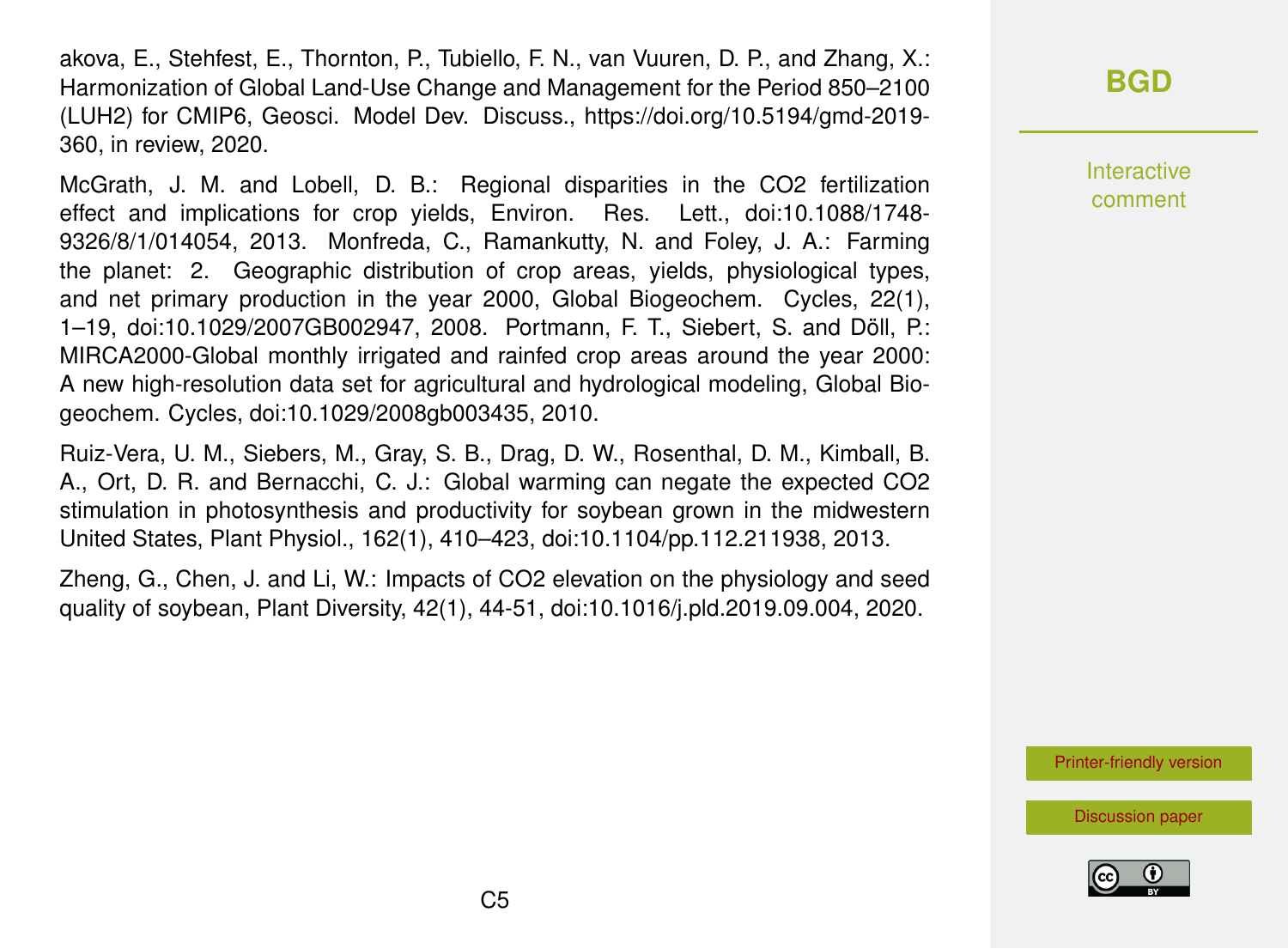akova, E., Stehfest, E., Thornton, P., Tubiello, F. N., van Vuuren, D. P., and Zhang, X.: Harmonization of Global Land-Use Change and Management for the Period 850–2100 (LUH2) for CMIP6, Geosci. Model Dev. Discuss., https://doi.org/10.5194/gmd-2019-360, in review, 2020.

McGrath, J. M. and Lobell, D. B.: Regional disparities in the $CO_2$ fertilization effect and implications for crop yields, Environ. Res. Lett., doi:10.1088/1748-9326/8/1/014054, 2013. Monfreda, C., Ramankutty, N. and Foley, J. A.: Farming the planet: 2. Geographic distribution of crop areas, yields, physiological types, and net primary production in the year 2000, Global Biogeochem. Cycles, 22(1), 1–19, doi:10.1029/2007GB002947, 2008. Portmann, F. T., Siebert, S. and Döll, P.: MIRCA2000-Global monthly irrigated and rainfed crop areas around the year 2000: A new high-resolution data set for agricultural and hydrological modeling, Global Biogeochem. Cycles, doi:10.1029/2008gb003435, 2010.

Ruiz-Vera, U. M., Siebers, M., Gray, S. B., Drag, D. W., Rosenthal, D. M., Kimball, B. A., Ort, D. R. and Bernacchi, C. J.: Global warming can negate the expected $CO_2$ stimulation in photosynthesis and productivity for soybean grown in the midwestern United States, Plant Physiol., 162(1), 410–423, doi:10.1104/pp.112.211938, 2013.

Zheng, G., Chen, J. and Li, W.: Impacts of $CO_2$ elevation on the physiology and seed quality of soybean, Plant Diversity, 42(1), 44-51, doi:10.1016/j.pld.2019.09.004, 2020.